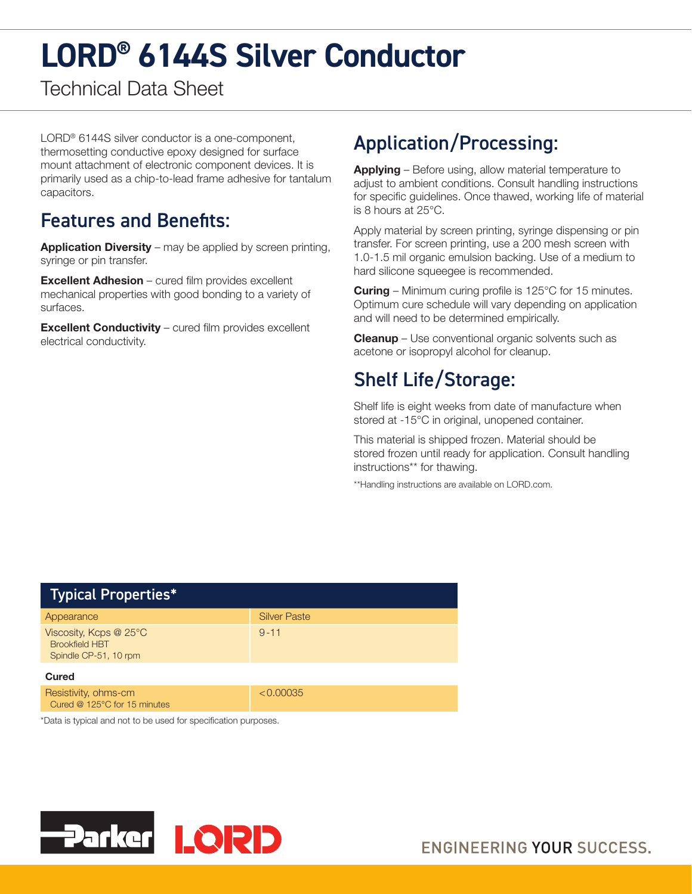# LORD® 6144S Silver Conductor

Technical Data Sheet

LORD® 6144S silver conductor is a one-component, thermosetting conductive epoxy designed for surface mount attachment of electronic component devices. It is primarily used as a chip-to-lead frame adhesive for tantalum capacitors.

## Features and Benefits:

**Application Diversity** – may be applied by screen printing, syringe or pin transfer.

**Excellent Adhesion** – cured film provides excellent mechanical properties with good bonding to a variety of surfaces.

**Excellent Conductivity** – cured film provides excellent electrical conductivity.

## Application/Processing:

**Applying** – Before using, allow material temperature to adjust to ambient conditions. Consult handling instructions for specific guidelines. Once thawed, working life of material is 8 hours at 25°C.

Apply material by screen printing, syringe dispensing or pin transfer. For screen printing, use a 200 mesh screen with 1.0-1.5 mil organic emulsion backing. Use of a medium to hard silicone squeegee is recommended.

**Curing** – Minimum curing profile is 125°C for 15 minutes. Optimum cure schedule will vary depending on application and will need to be determined empirically.

**Cleanup** – Use conventional organic solvents such as acetone or isopropyl alcohol for cleanup.

## Shelf Life/Storage:

Shelf life is eight weeks from date of manufacture when stored at -15°C in original, unopened container.

This material is shipped frozen. Material should be stored frozen until ready for application. Consult handling instructions** for thawing.

**Handling instructions are available on LORD.com.

| Typical Properties* | |
|---|---|
| Appearance | Silver Paste |
| Viscosity, Kcps @ 25°C Brookfield HBT Spindle CP-51, 10 rpm | 9-11 |
| **Cured** | |
| Resistivity, ohms-cm Cured @ 125°C for 15 minutes | <0.00035 |

*Data is typical and not to be used for specification purposes.

ENGINEERING YOUR SUCCESS.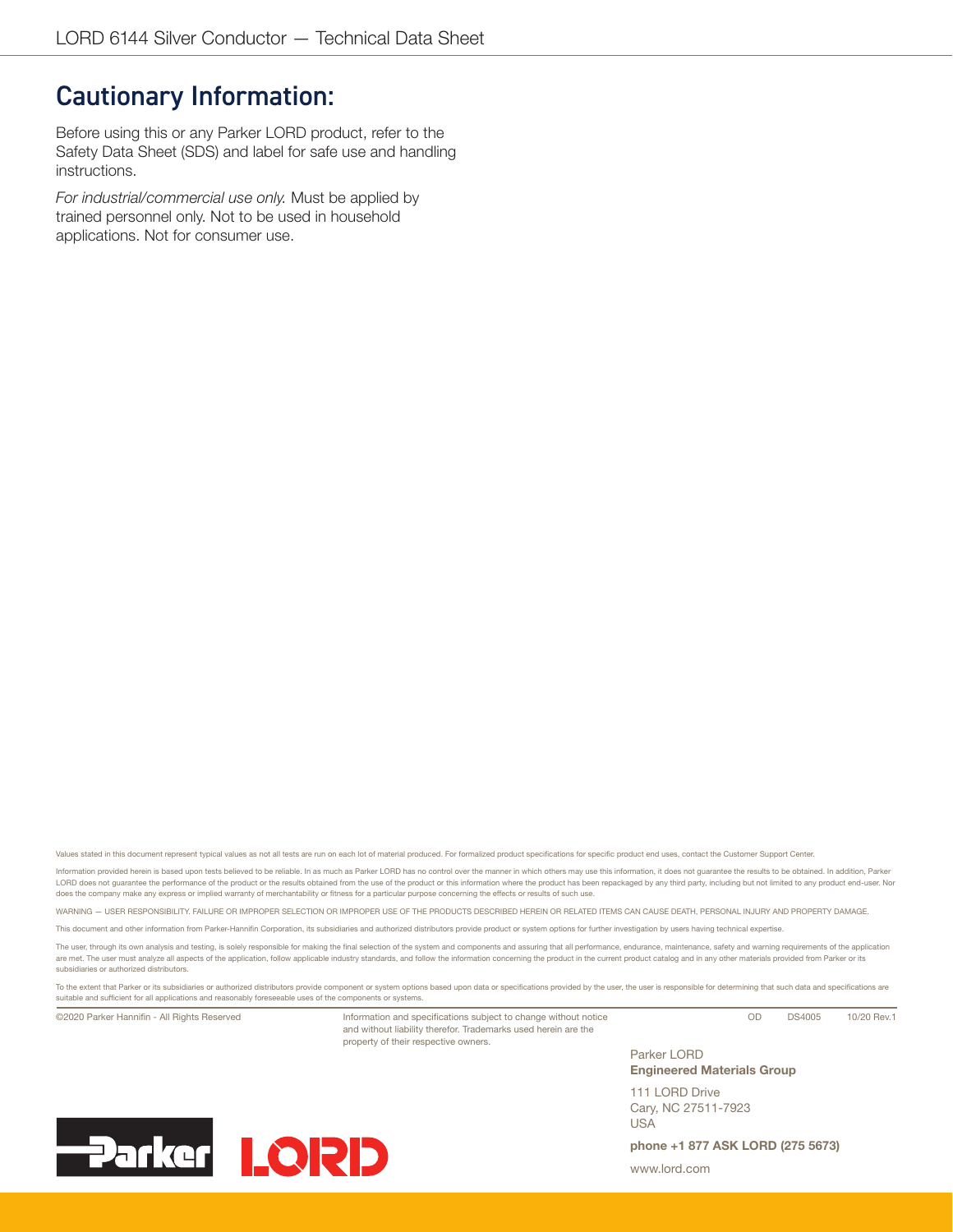## Cautionary Information:

Before using this or any Parker LORD product, refer to the Safety Data Sheet (SDS) and label for safe use and handling instructions.

*For industrial/commercial use only.* Must be applied by trained personnel only. Not to be used in household applications. Not for consumer use.

Values stated in this document represent typical values as not all tests are run on each lot of material produced. For formalized product specifications for specific product end uses, contact the Customer Support Center.

Information provided herein is based upon tests believed to be reliable. In as much as Parker LORD has no control over the manner in which others may use this information, it does not guarantee the results to be obtained. In addition, Parker LORD does not guarantee the performance of the product or the results obtained from the use of the product or this information where the product has been repackaged by any third party, including but not limited to any product end-user. Nor does the company make any express or implied warranty of merchantability or fitness for a particular purpose concerning the effects or results of such use.

WARNING — USER RESPONSIBILITY. FAILURE OR IMPROPER SELECTION OR IMPROPER USE OF THE PRODUCTS DESCRIBED HEREIN OR RELATED ITEMS CAN CAUSE DEATH, PERSONAL INJURY AND PROPERTY DAMAGE.

This document and other information from Parker-Hannifin Corporation, its subsidiaries and authorized distributors provide product or system options for further investigation by users having technical expertise.

The user, through its own analysis and testing, is solely responsible for making the final selection of the system and components and assuring that all performance, endurance, maintenance, safety and warning requirements of the application are met. The user must analyze all aspects of the application, follow applicable industry standards, and follow the information concerning the product in the current product catalog and in any other materials provided from Parker or its subsidiaries or authorized distributors.

To the extent that Parker or its subsidiaries or authorized distributors provide component or system options based upon data or specifications provided by the user, the user is responsible for determining that such data and specifications are suitable and sufficient for all applications and reasonably foreseeable uses of the components or systems.

©2020 Parker Hannifin - All Rights Reserved

Information and specifications subject to change without notice and without liability therefor. Trademarks used herein are the property of their respective owners.

OD DS4005 10/20 Rev.1

Parker LORD
**Engineered Materials Group**

111 LORD Drive
Cary, NC 27511-7923
USA

**phone +1 877 ASK LORD (275 5673)**

www.lord.com